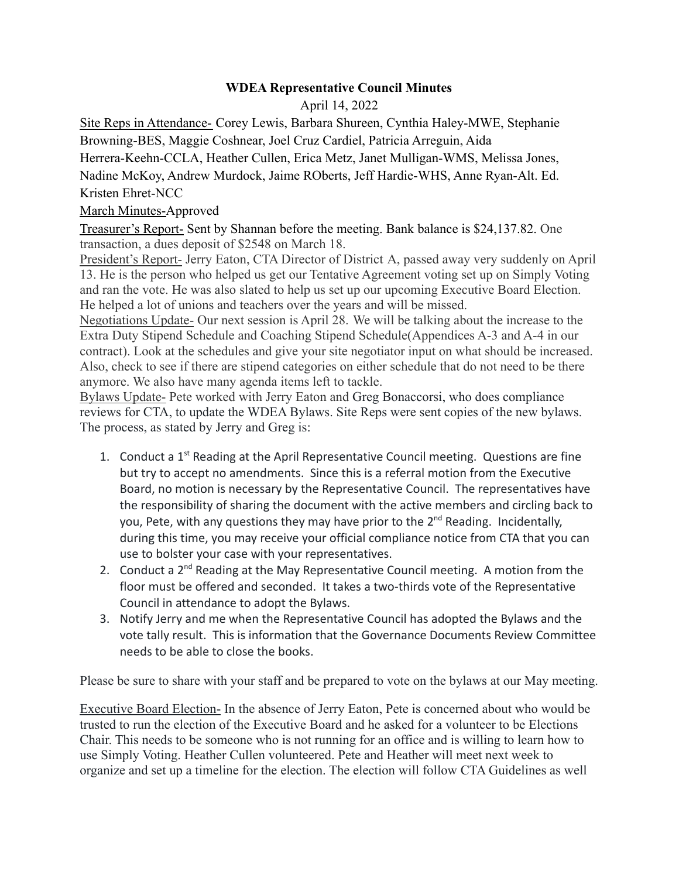**WDEA Representative Council Minutes**

April 14, 2022

Site Reps in Attendance- Corey Lewis, Barbara Shureen, Cynthia Haley-MWE, Stephanie Browning-BES, Maggie Coshnear, Joel Cruz Cardiel, Patricia Arreguin, Aida Herrera-Keehn-CCLA, Heather Cullen, Erica Metz, Janet Mulligan-WMS, Melissa Jones, Nadine McKoy, Andrew Murdock, Jaime ROberts, Jeff Hardie-WHS, Anne Ryan-Alt. Ed. Kristen Ehret-NCC

March Minutes-Approved

Treasurer's Report- Sent by Shannan before the meeting. Bank balance is $24,137.82. One transaction, a dues deposit of $2548 on March 18.

President's Report- Jerry Eaton, CTA Director of District A, passed away very suddenly on April 13. He is the person who helped us get our Tentative Agreement voting set up on Simply Voting and ran the vote. He was also slated to help us set up our upcoming Executive Board Election. He helped a lot of unions and teachers over the years and will be missed.

Negotiations Update- Our next session is April 28. We will be talking about the increase to the Extra Duty Stipend Schedule and Coaching Stipend Schedule(Appendices A-3 and A-4 in our contract). Look at the schedules and give your site negotiator input on what should be increased. Also, check to see if there are stipend categories on either schedule that do not need to be there anymore. We also have many agenda items left to tackle.

Bylaws Update- Pete worked with Jerry Eaton and Greg Bonaccorsi, who does compliance reviews for CTA, to update the WDEA Bylaws. Site Reps were sent copies of the new bylaws. The process, as stated by Jerry and Greg is:

1. Conduct a 1st Reading at the April Representative Council meeting. Questions are fine but try to accept no amendments. Since this is a referral motion from the Executive Board, no motion is necessary by the Representative Council. The representatives have the responsibility of sharing the document with the active members and circling back to you, Pete, with any questions they may have prior to the 2nd Reading. Incidentally, during this time, you may receive your official compliance notice from CTA that you can use to bolster your case with your representatives.
2. Conduct a 2nd Reading at the May Representative Council meeting. A motion from the floor must be offered and seconded. It takes a two-thirds vote of the Representative Council in attendance to adopt the Bylaws.
3. Notify Jerry and me when the Representative Council has adopted the Bylaws and the vote tally result. This is information that the Governance Documents Review Committee needs to be able to close the books.

Please be sure to share with your staff and be prepared to vote on the bylaws at our May meeting.

Executive Board Election- In the absence of Jerry Eaton, Pete is concerned about who would be trusted to run the election of the Executive Board and he asked for a volunteer to be Elections Chair. This needs to be someone who is not running for an office and is willing to learn how to use Simply Voting. Heather Cullen volunteered. Pete and Heather will meet next week to organize and set up a timeline for the election. The election will follow CTA Guidelines as well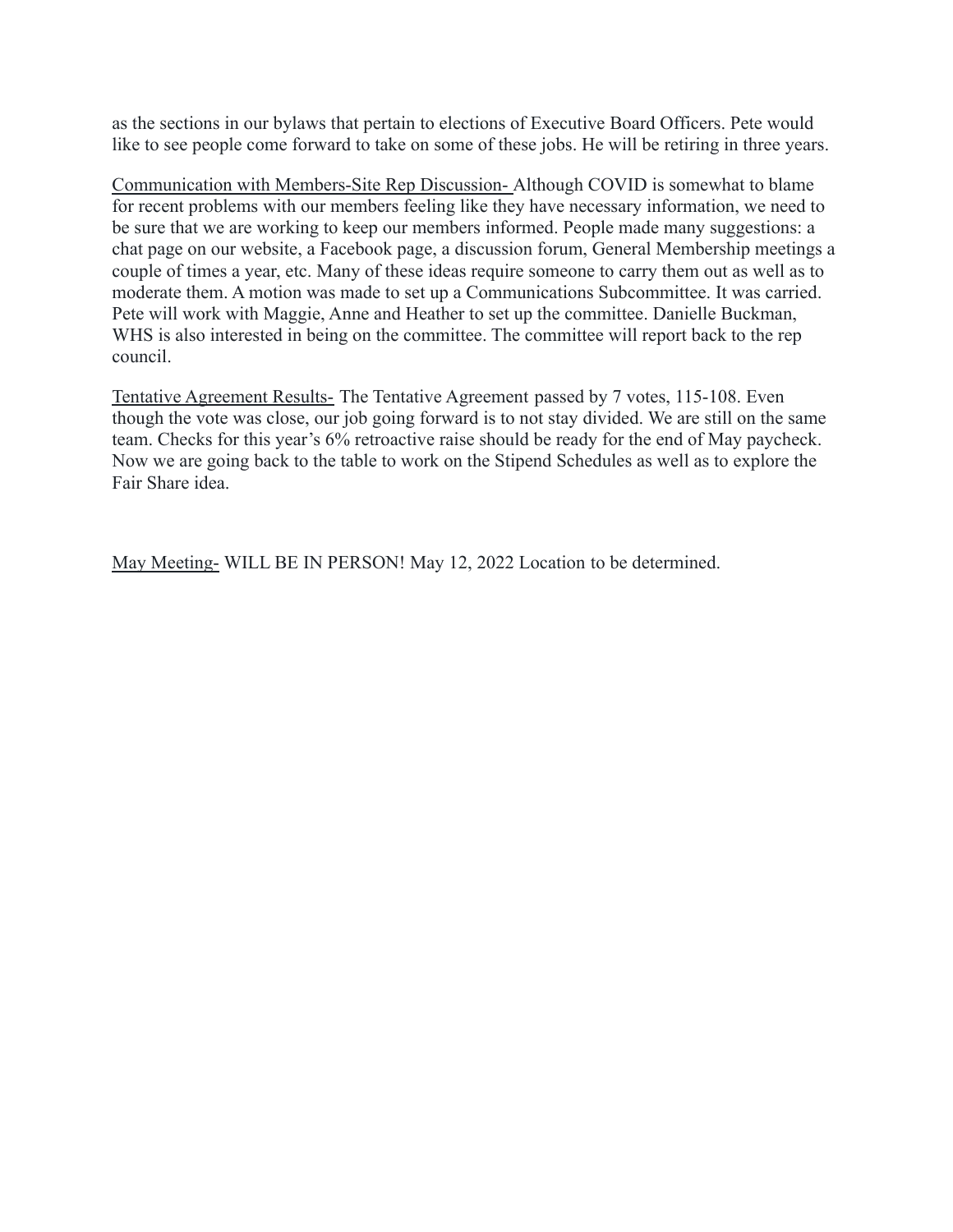as the sections in our bylaws that pertain to elections of Executive Board Officers. Pete would like to see people come forward to take on some of these jobs. He will be retiring in three years.

<u>Communication with Members-Site Rep Discussion-</u> Although COVID is somewhat to blame for recent problems with our members feeling like they have necessary information, we need to be sure that we are working to keep our members informed. People made many suggestions: a chat page on our website, a Facebook page, a discussion forum, General Membership meetings a couple of times a year, etc. Many of these ideas require someone to carry them out as well as to moderate them. A motion was made to set up a Communications Subcommittee. It was carried. Pete will work with Maggie, Anne and Heather to set up the committee. Danielle Buckman, WHS is also interested in being on the committee. The committee will report back to the rep council.

<u>Tentative Agreement Results-</u> The Tentative Agreement passed by 7 votes, 115-108. Even though the vote was close, our job going forward is to not stay divided. We are still on the same team. Checks for this year's 6% retroactive raise should be ready for the end of May paycheck. Now we are going back to the table to work on the Stipend Schedules as well as to explore the Fair Share idea.

<u>May Meeting-</u> WILL BE IN PERSON! May 12, 2022 Location to be determined.